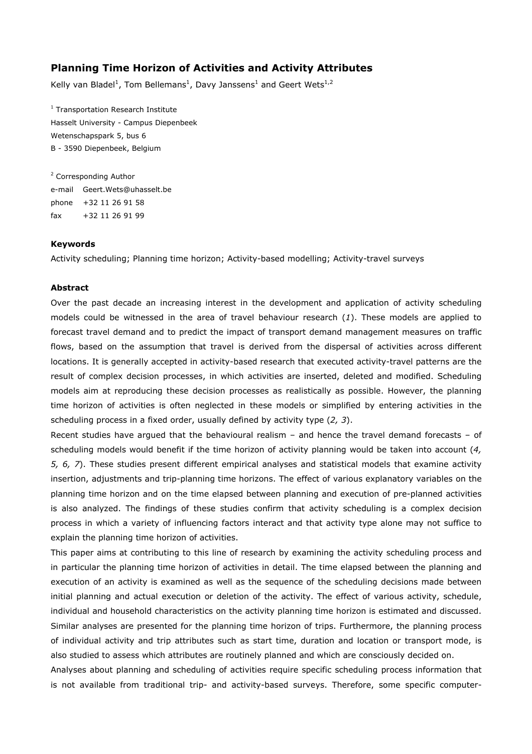# Planning Time Horizon of Activities and Activity Attributes

Kelly van Bladel[1], Tom Bellemans[1], Davy Janssens[1] and Geert Wets[1,2]

[1] Transportation Research Institute
Hasselt University - Campus Diepenbeek
Wetenschapspark 5, bus 6
B - 3590 Diepenbeek, Belgium

[2] Corresponding Author
e-mail Geert.Wets@uhasselt.be
phone +32 11 26 91 58
fax +32 11 26 91 99

### Keywords

Activity scheduling; Planning time horizon; Activity-based modelling; Activity-travel surveys

### Abstract

Over the past decade an increasing interest in the development and application of activity scheduling models could be witnessed in the area of travel behaviour research (*1*). These models are applied to forecast travel demand and to predict the impact of transport demand management measures on traffic flows, based on the assumption that travel is derived from the dispersal of activities across different locations. It is generally accepted in activity-based research that executed activity-travel patterns are the result of complex decision processes, in which activities are inserted, deleted and modified. Scheduling models aim at reproducing these decision processes as realistically as possible. However, the planning time horizon of activities is often neglected in these models or simplified by entering activities in the scheduling process in a fixed order, usually defined by activity type (*2, 3*).

Recent studies have argued that the behavioural realism – and hence the travel demand forecasts – of scheduling models would benefit if the time horizon of activity planning would be taken into account (*4, 5, 6, 7*). These studies present different empirical analyses and statistical models that examine activity insertion, adjustments and trip-planning time horizons. The effect of various explanatory variables on the planning time horizon and on the time elapsed between planning and execution of pre-planned activities is also analyzed. The findings of these studies confirm that activity scheduling is a complex decision process in which a variety of influencing factors interact and that activity type alone may not suffice to explain the planning time horizon of activities.

This paper aims at contributing to this line of research by examining the activity scheduling process and in particular the planning time horizon of activities in detail. The time elapsed between the planning and execution of an activity is examined as well as the sequence of the scheduling decisions made between initial planning and actual execution or deletion of the activity. The effect of various activity, schedule, individual and household characteristics on the activity planning time horizon is estimated and discussed. Similar analyses are presented for the planning time horizon of trips. Furthermore, the planning process of individual activity and trip attributes such as start time, duration and location or transport mode, is also studied to assess which attributes are routinely planned and which are consciously decided on.

Analyses about planning and scheduling of activities require specific scheduling process information that is not available from traditional trip- and activity-based surveys. Therefore, some specific computer-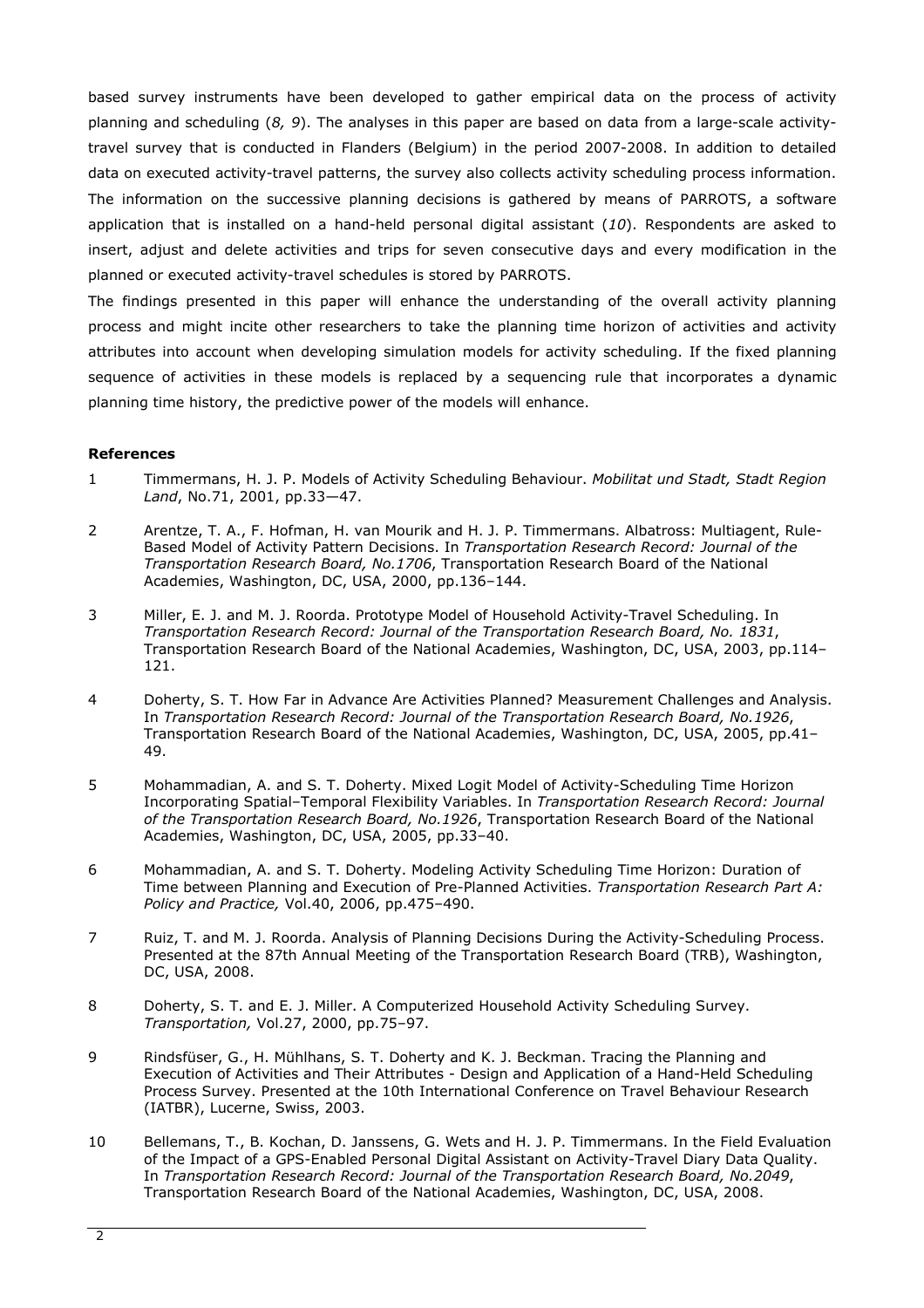based survey instruments have been developed to gather empirical data on the process of activity planning and scheduling (*8, 9*). The analyses in this paper are based on data from a large-scale activity-travel survey that is conducted in Flanders (Belgium) in the period 2007-2008. In addition to detailed data on executed activity-travel patterns, the survey also collects activity scheduling process information. The information on the successive planning decisions is gathered by means of PARROTS, a software application that is installed on a hand-held personal digital assistant (*10*). Respondents are asked to insert, adjust and delete activities and trips for seven consecutive days and every modification in the planned or executed activity-travel schedules is stored by PARROTS.

The findings presented in this paper will enhance the understanding of the overall activity planning process and might incite other researchers to take the planning time horizon of activities and activity attributes into account when developing simulation models for activity scheduling. If the fixed planning sequence of activities in these models is replaced by a sequencing rule that incorporates a dynamic planning time history, the predictive power of the models will enhance.

**References**

1 Timmermans, H. J. P. Models of Activity Scheduling Behaviour. *Mobilitat und Stadt, Stadt Region Land*, No.71, 2001, pp.33—47.

2 Arentze, T. A., F. Hofman, H. van Mourik and H. J. P. Timmermans. Albatross: Multiagent, Rule-Based Model of Activity Pattern Decisions. In *Transportation Research Record: Journal of the Transportation Research Board, No.1706*, Transportation Research Board of the National Academies, Washington, DC, USA, 2000, pp.136–144.

3 Miller, E. J. and M. J. Roorda. Prototype Model of Household Activity-Travel Scheduling. In *Transportation Research Record: Journal of the Transportation Research Board, No. 1831*, Transportation Research Board of the National Academies, Washington, DC, USA, 2003, pp.114–121.

4 Doherty, S. T. How Far in Advance Are Activities Planned? Measurement Challenges and Analysis. In *Transportation Research Record: Journal of the Transportation Research Board, No.1926*, Transportation Research Board of the National Academies, Washington, DC, USA, 2005, pp.41–49.

5 Mohammadian, A. and S. T. Doherty. Mixed Logit Model of Activity-Scheduling Time Horizon Incorporating Spatial–Temporal Flexibility Variables. In *Transportation Research Record: Journal of the Transportation Research Board, No.1926*, Transportation Research Board of the National Academies, Washington, DC, USA, 2005, pp.33–40.

6 Mohammadian, A. and S. T. Doherty. Modeling Activity Scheduling Time Horizon: Duration of Time between Planning and Execution of Pre-Planned Activities. *Transportation Research Part A: Policy and Practice,* Vol.40, 2006, pp.475–490.

7 Ruiz, T. and M. J. Roorda. Analysis of Planning Decisions During the Activity-Scheduling Process. Presented at the 87th Annual Meeting of the Transportation Research Board (TRB), Washington, DC, USA, 2008.

8 Doherty, S. T. and E. J. Miller. A Computerized Household Activity Scheduling Survey. *Transportation,* Vol.27, 2000, pp.75–97.

9 Rindsfüser, G., H. Mühlhans, S. T. Doherty and K. J. Beckman. Tracing the Planning and Execution of Activities and Their Attributes - Design and Application of a Hand-Held Scheduling Process Survey. Presented at the 10th International Conference on Travel Behaviour Research (IATBR), Lucerne, Swiss, 2003.

10 Bellemans, T., B. Kochan, D. Janssens, G. Wets and H. J. P. Timmermans. In the Field Evaluation of the Impact of a GPS-Enabled Personal Digital Assistant on Activity-Travel Diary Data Quality. In *Transportation Research Record: Journal of the Transportation Research Board, No.2049*, Transportation Research Board of the National Academies, Washington, DC, USA, 2008.